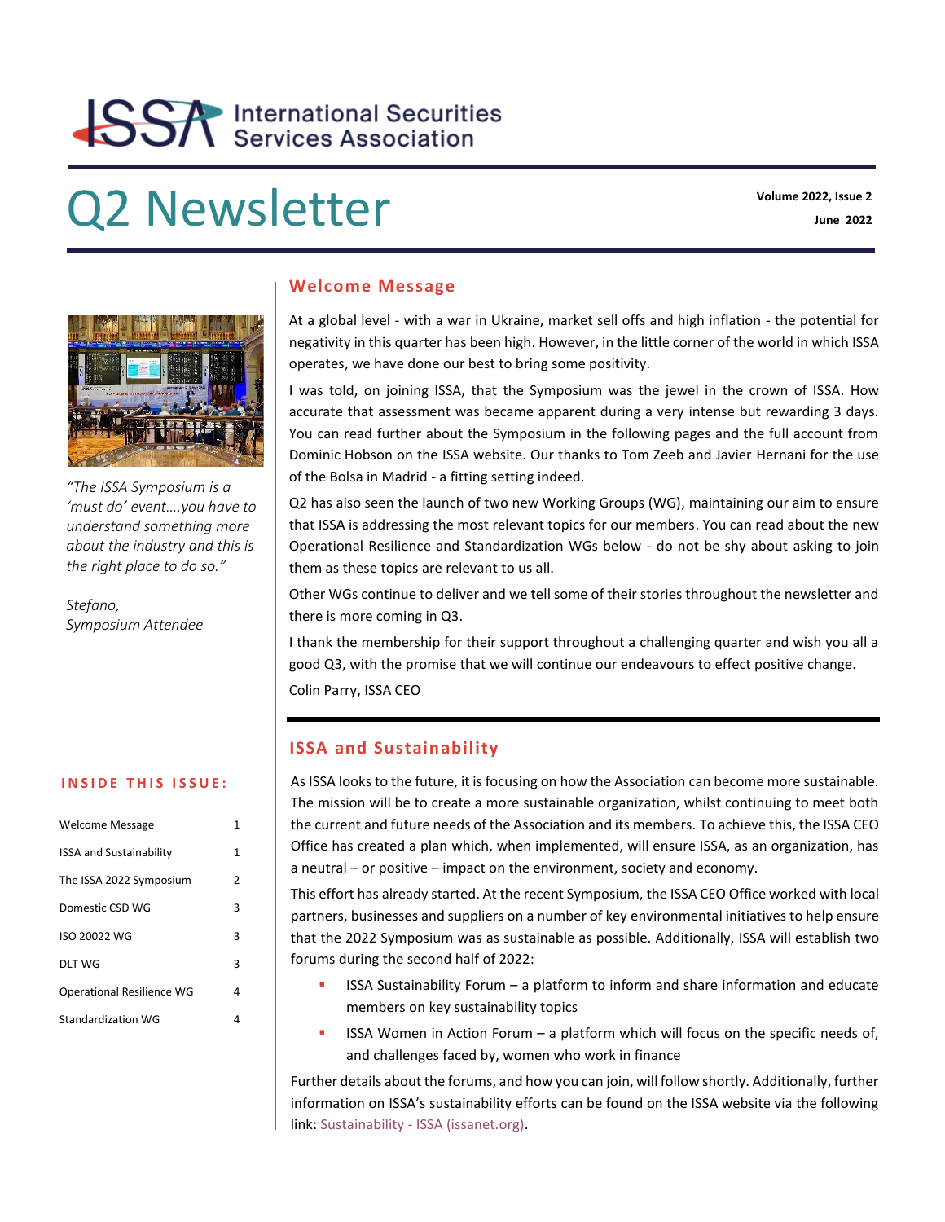# ISSA International Securities Services Association

# Q2 Newsletter

**Volume 2022, Issue 2**
**June 2022**

*"The ISSA Symposium is a 'must do' event….you have to understand something more about the industry and this is the right place to do so."*

*Stefano,*
*Symposium Attendee*

## Welcome Message

At a global level - with a war in Ukraine, market sell offs and high inflation - the potential for negativity in this quarter has been high. However, in the little corner of the world in which ISSA operates, we have done our best to bring some positivity.

I was told, on joining ISSA, that the Symposium was the jewel in the crown of ISSA. How accurate that assessment was became apparent during a very intense but rewarding 3 days. You can read further about the Symposium in the following pages and the full account from Dominic Hobson on the ISSA website. Our thanks to Tom Zeeb and Javier Hernani for the use of the Bolsa in Madrid - a fitting setting indeed.

Q2 has also seen the launch of two new Working Groups (WG), maintaining our aim to ensure that ISSA is addressing the most relevant topics for our members. You can read about the new Operational Resilience and Standardization WGs below - do not be shy about asking to join them as these topics are relevant to us all.

Other WGs continue to deliver and we tell some of their stories throughout the newsletter and there is more coming in Q3.

I thank the membership for their support throughout a challenging quarter and wish you all a good Q3, with the promise that we will continue our endeavours to effect positive change.

Colin Parry, ISSA CEO

## INSIDE THIS ISSUE:

| | |
|---|---|
| Welcome Message | 1 |
| ISSA and Sustainability | 1 |
| The ISSA 2022 Symposium | 2 |
| Domestic CSD WG | 3 |
| ISO 20022 WG | 3 |
| DLT WG | 3 |
| Operational Resilience WG | 4 |
| Standardization WG | 4 |

## ISSA and Sustainability

As ISSA looks to the future, it is focusing on how the Association can become more sustainable. The mission will be to create a more sustainable organization, whilst continuing to meet both the current and future needs of the Association and its members. To achieve this, the ISSA CEO Office has created a plan which, when implemented, will ensure ISSA, as an organization, has a neutral – or positive – impact on the environment, society and economy.

This effort has already started. At the recent Symposium, the ISSA CEO Office worked with local partners, businesses and suppliers on a number of key environmental initiatives to help ensure that the 2022 Symposium was as sustainable as possible. Additionally, ISSA will establish two forums during the second half of 2022:

- ISSA Sustainability Forum – a platform to inform and share information and educate members on key sustainability topics
- ISSA Women in Action Forum – a platform which will focus on the specific needs of, and challenges faced by, women who work in finance

Further details about the forums, and how you can join, will follow shortly. Additionally, further information on ISSA's sustainability efforts can be found on the ISSA website via the following link: Sustainability - ISSA (issanet.org).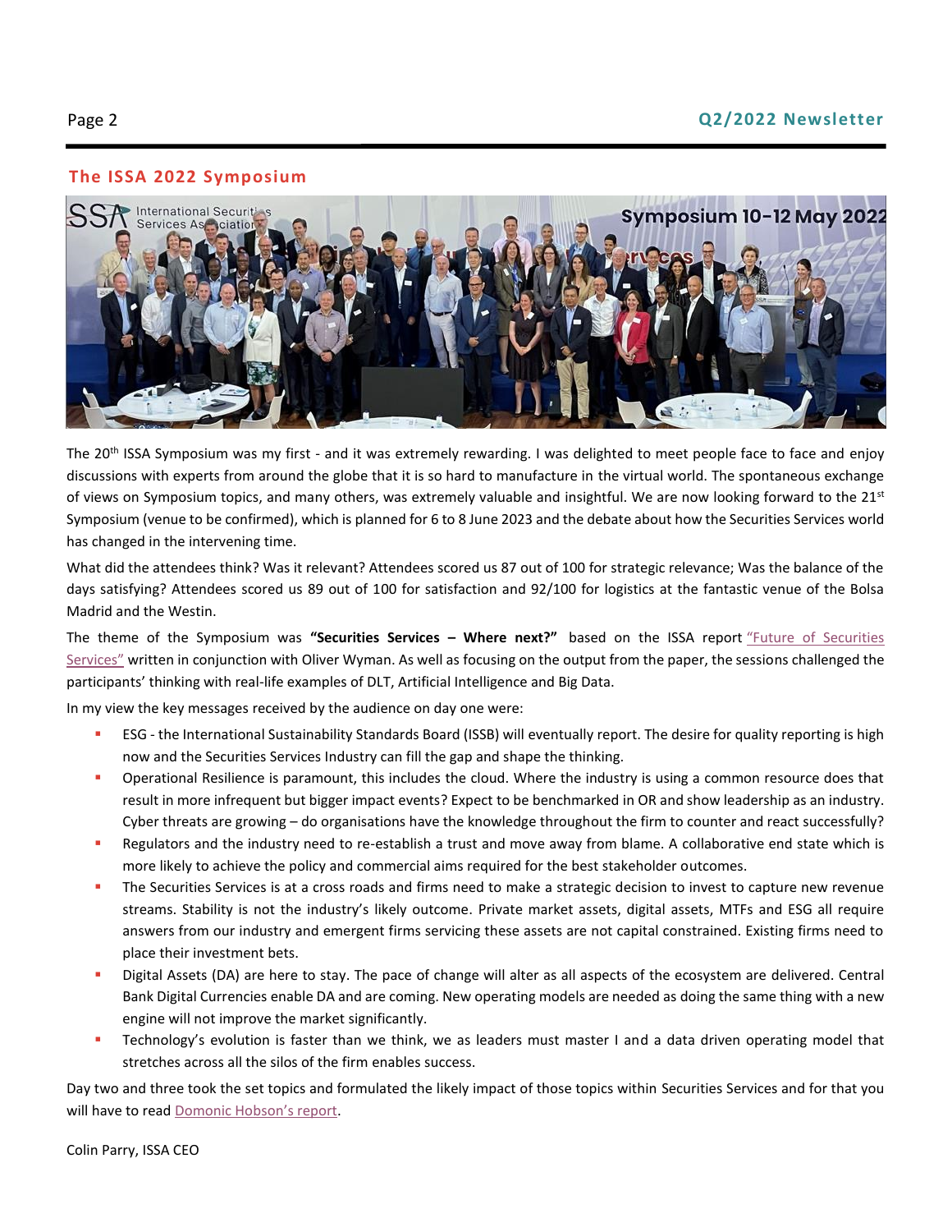## The ISSA 2022 Symposium

The 20th ISSA Symposium was my first - and it was extremely rewarding. I was delighted to meet people face to face and enjoy discussions with experts from around the globe that it is so hard to manufacture in the virtual world. The spontaneous exchange of views on Symposium topics, and many others, was extremely valuable and insightful. We are now looking forward to the 21st Symposium (venue to be confirmed), which is planned for 6 to 8 June 2023 and the debate about how the Securities Services world has changed in the intervening time.

What did the attendees think? Was it relevant? Attendees scored us 87 out of 100 for strategic relevance; Was the balance of the days satisfying? Attendees scored us 89 out of 100 for satisfaction and 92/100 for logistics at the fantastic venue of the Bolsa Madrid and the Westin.

The theme of the Symposium was **"Securities Services – Where next?"** based on the ISSA report "Future of Securities Services" written in conjunction with Oliver Wyman. As well as focusing on the output from the paper, the sessions challenged the participants' thinking with real-life examples of DLT, Artificial Intelligence and Big Data.

In my view the key messages received by the audience on day one were:

- ESG - the International Sustainability Standards Board (ISSB) will eventually report. The desire for quality reporting is high now and the Securities Services Industry can fill the gap and shape the thinking.
- Operational Resilience is paramount, this includes the cloud. Where the industry is using a common resource does that result in more infrequent but bigger impact events? Expect to be benchmarked in OR and show leadership as an industry. Cyber threats are growing – do organisations have the knowledge throughout the firm to counter and react successfully?
- Regulators and the industry need to re-establish a trust and move away from blame. A collaborative end state which is more likely to achieve the policy and commercial aims required for the best stakeholder outcomes.
- The Securities Services is at a cross roads and firms need to make a strategic decision to invest to capture new revenue streams. Stability is not the industry's likely outcome. Private market assets, digital assets, MTFs and ESG all require answers from our industry and emergent firms servicing these assets are not capital constrained. Existing firms need to place their investment bets.
- Digital Assets (DA) are here to stay. The pace of change will alter as all aspects of the ecosystem are delivered. Central Bank Digital Currencies enable DA and are coming. New operating models are needed as doing the same thing with a new engine will not improve the market significantly.
- Technology's evolution is faster than we think, we as leaders must master I and a data driven operating model that stretches across all the silos of the firm enables success.

Day two and three took the set topics and formulated the likely impact of those topics within Securities Services and for that you will have to read Domonic Hobson's report.

Colin Parry, ISSA CEO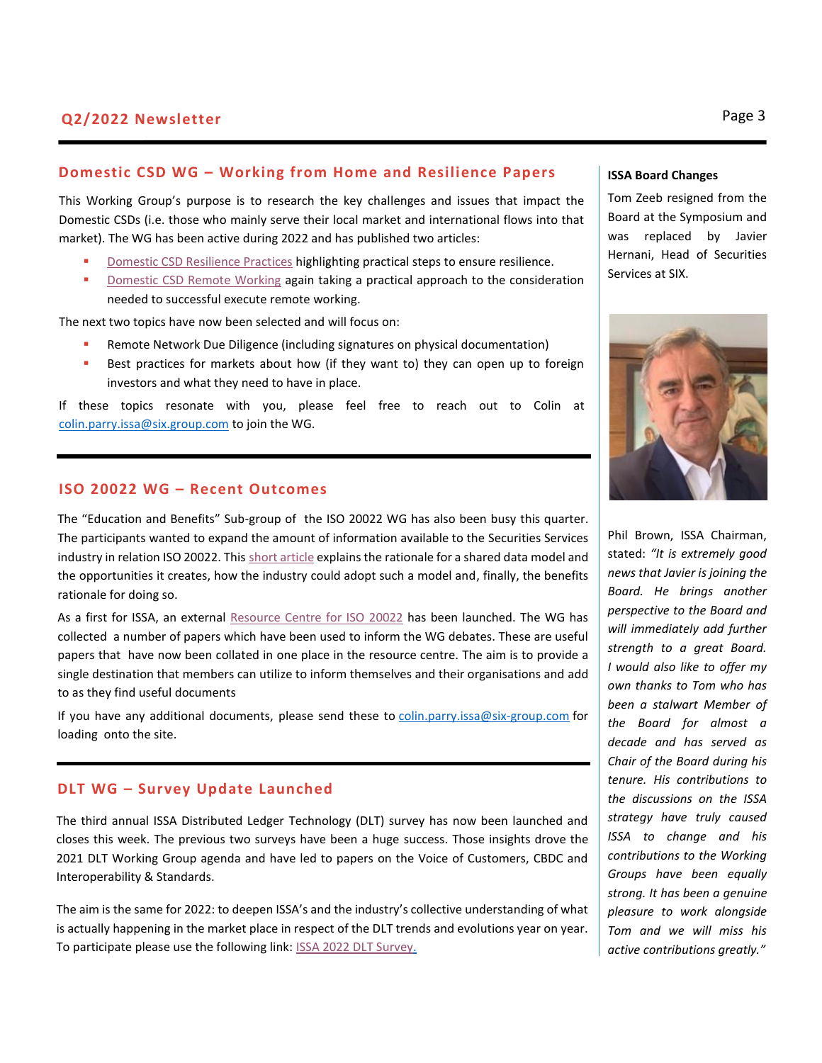## Domestic CSD WG – Working from Home and Resilience Papers

This Working Group's purpose is to research the key challenges and issues that impact the Domestic CSDs (i.e. those who mainly serve their local market and international flows into that market). The WG has been active during 2022 and has published two articles:

- Domestic CSD Resilience Practices highlighting practical steps to ensure resilience.
- Domestic CSD Remote Working again taking a practical approach to the consideration needed to successful execute remote working.

The next two topics have now been selected and will focus on:

- Remote Network Due Diligence (including signatures on physical documentation)
- Best practices for markets about how (if they want to) they can open up to foreign investors and what they need to have in place.

If these topics resonate with you, please feel free to reach out to Colin at colin.parry.issa@six.group.com to join the WG.

## ISO 20022 WG – Recent Outcomes

The "Education and Benefits" Sub-group of the ISO 20022 WG has also been busy this quarter. The participants wanted to expand the amount of information available to the Securities Services industry in relation ISO 20022. This short article explains the rationale for a shared data model and the opportunities it creates, how the industry could adopt such a model and, finally, the benefits rationale for doing so.

As a first for ISSA, an external Resource Centre for ISO 20022 has been launched. The WG has collected a number of papers which have been used to inform the WG debates. These are useful papers that have now been collated in one place in the resource centre. The aim is to provide a single destination that members can utilize to inform themselves and their organisations and add to as they find useful documents

If you have any additional documents, please send these to colin.parry.issa@six-group.com for loading onto the site.

## DLT WG – Survey Update Launched

The third annual ISSA Distributed Ledger Technology (DLT) survey has now been launched and closes this week. The previous two surveys have been a huge success. Those insights drove the 2021 DLT Working Group agenda and have led to papers on the Voice of Customers, CBDC and Interoperability & Standards.

The aim is the same for 2022: to deepen ISSA's and the industry's collective understanding of what is actually happening in the market place in respect of the DLT trends and evolutions year on year. To participate please use the following link: ISSA 2022 DLT Survey.

### ISSA Board Changes

Tom Zeeb resigned from the Board at the Symposium and was replaced by Javier Hernani, Head of Securities Services at SIX.

Phil Brown, ISSA Chairman, stated: *"It is extremely good news that Javier is joining the Board. He brings another perspective to the Board and will immediately add further strength to a great Board. I would also like to offer my own thanks to Tom who has been a stalwart Member of the Board for almost a decade and has served as Chair of the Board during his tenure. His contributions to the discussions on the ISSA strategy have truly caused ISSA to change and his contributions to the Working Groups have been equally strong. It has been a genuine pleasure to work alongside Tom and we will miss his active contributions greatly."*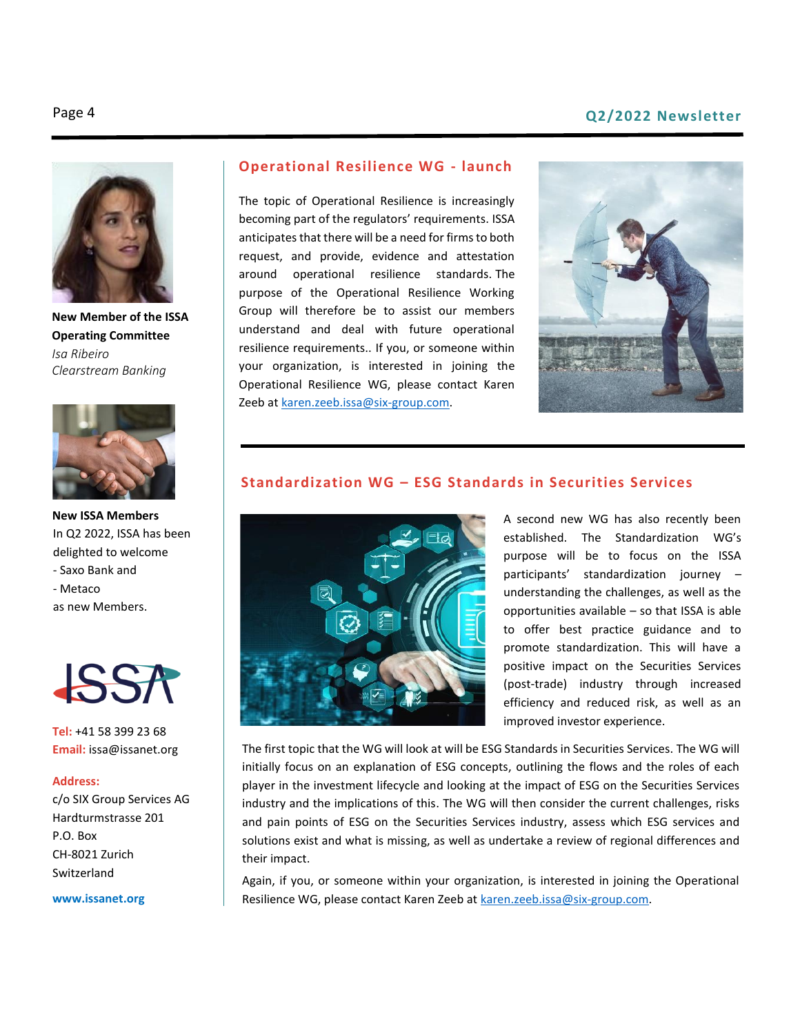## Operational Resilience WG - launch

The topic of Operational Resilience is increasingly becoming part of the regulators' requirements. ISSA anticipates that there will be a need for firms to both request, and provide, evidence and attestation around operational resilience standards. The purpose of the Operational Resilience Working Group will therefore be to assist our members understand and deal with future operational resilience requirements.. If you, or someone within your organization, is interested in joining the Operational Resilience WG, please contact Karen Zeeb at karen.zeeb.issa@six-group.com.

## Standardization WG – ESG Standards in Securities Services

A second new WG has also recently been established. The Standardization WG's purpose will be to focus on the ISSA participants' standardization journey – understanding the challenges, as well as the opportunities available – so that ISSA is able to offer best practice guidance and to promote standardization. This will have a positive impact on the Securities Services (post-trade) industry through increased efficiency and reduced risk, as well as an improved investor experience.

The first topic that the WG will look at will be ESG Standards in Securities Services. The WG will initially focus on an explanation of ESG concepts, outlining the flows and the roles of each player in the investment lifecycle and looking at the impact of ESG on the Securities Services industry and the implications of this. The WG will then consider the current challenges, risks and pain points of ESG on the Securities Services industry, assess which ESG services and solutions exist and what is missing, as well as undertake a review of regional differences and their impact.

Again, if you, or someone within your organization, is interested in joining the Operational Resilience WG, please contact Karen Zeeb at karen.zeeb.issa@six-group.com.

**New Member of the ISSA Operating Committee**
*Isa Ribeiro*
*Clearstream Banking*

**New ISSA Members**
In Q2 2022, ISSA has been delighted to welcome
- Saxo Bank and
- Metaco
as new Members.

**Tel:** +41 58 399 23 68
**Email:** issa@issanet.org

**Address:**
c/o SIX Group Services AG
Hardturmstrasse 201
P.O. Box
CH-8021 Zurich
Switzerland

**www.issanet.org**